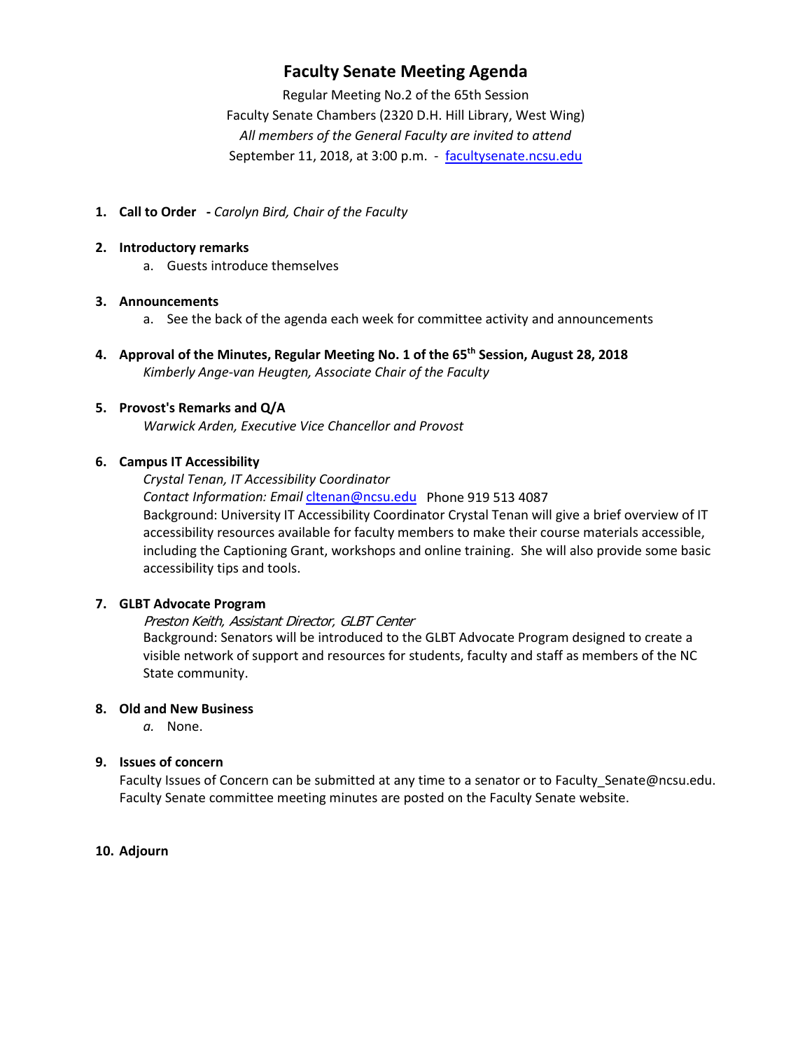# Faculty Senate Meeting Agenda

Regular Meeting No.2 of the 65th Session
Faculty Senate Chambers (2320 D.H. Hill Library, West Wing)
*All members of the General Faculty are invited to attend*
September 11, 2018, at 3:00 p.m. - facultysenate.ncsu.edu

1. **Call to Order** - *Carolyn Bird, Chair of the Faculty*

2. **Introductory remarks**
   a. Guests introduce themselves

3. **Announcements**
   a. See the back of the agenda each week for committee activity and announcements

4. **Approval of the Minutes, Regular Meeting No. 1 of the 65th Session, August 28, 2018**
   *Kimberly Ange-van Heugten, Associate Chair of the Faculty*

5. **Provost's Remarks and Q/A**
   *Warwick Arden, Executive Vice Chancellor and Provost*

6. **Campus IT Accessibility**
   *Crystal Tenan, IT Accessibility Coordinator*
   *Contact Information: Email* cltenan@ncsu.edu Phone 919 513 4087
   Background: University IT Accessibility Coordinator Crystal Tenan will give a brief overview of IT accessibility resources available for faculty members to make their course materials accessible, including the Captioning Grant, workshops and online training. She will also provide some basic accessibility tips and tools.

7. **GLBT Advocate Program**
   *Preston Keith, Assistant Director, GLBT Center*
   Background: Senators will be introduced to the GLBT Advocate Program designed to create a visible network of support and resources for students, faculty and staff as members of the NC State community.

8. **Old and New Business**
   *a.* None.

9. **Issues of concern**
   Faculty Issues of Concern can be submitted at any time to a senator or to Faculty_Senate@ncsu.edu. Faculty Senate committee meeting minutes are posted on the Faculty Senate website.

10. **Adjourn**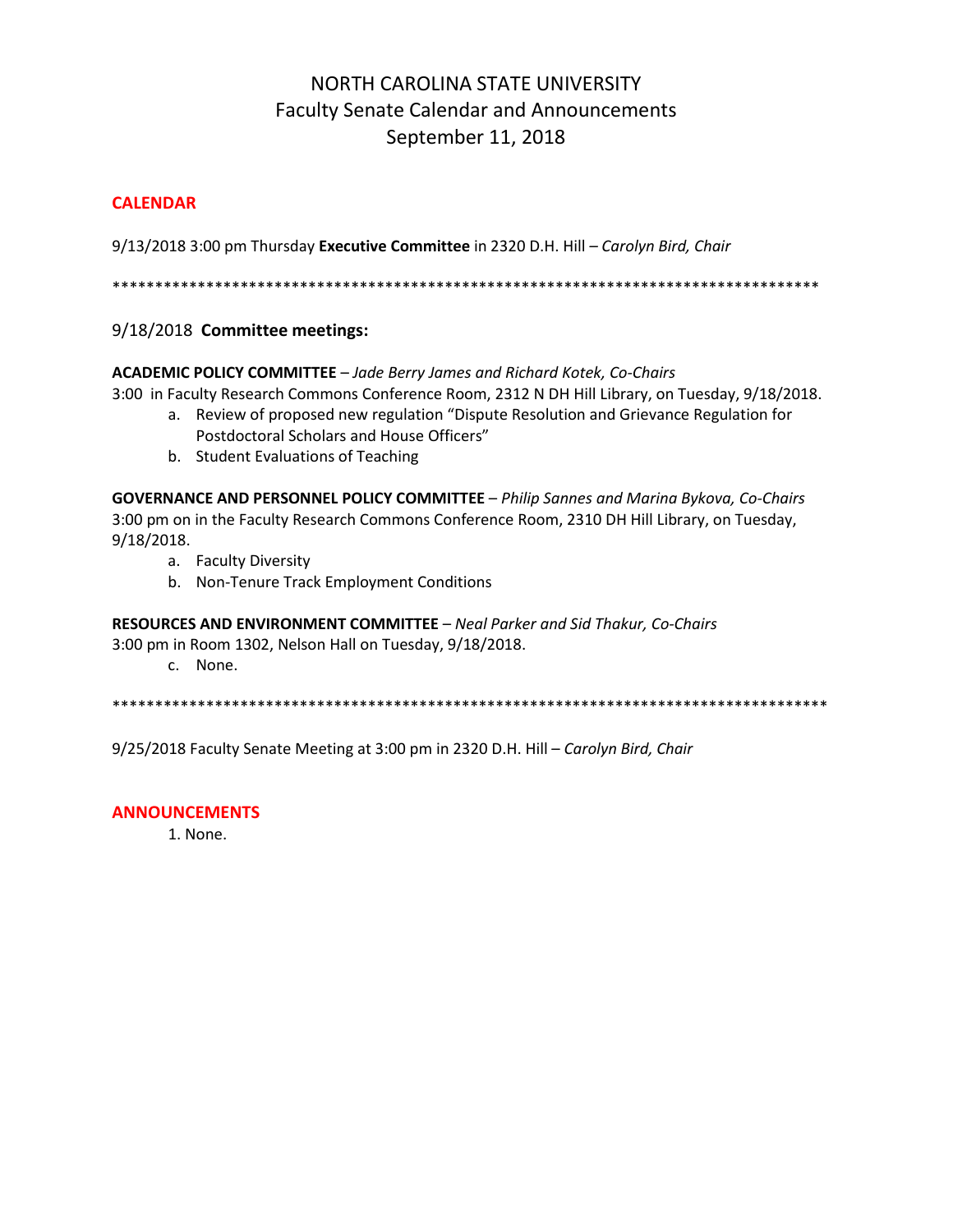# NORTH CAROLINA STATE UNIVERSITY
## Faculty Senate Calendar and Announcements
## September 11, 2018

### CALENDAR

9/13/2018 3:00 pm Thursday **Executive Committee** in 2320 D.H. Hill – *Carolyn Bird, Chair*

****************************************************************************************

9/18/2018 **Committee meetings:**

**ACADEMIC POLICY COMMITTEE** – *Jade Berry James and Richard Kotek, Co-Chairs*
3:00 in Faculty Research Commons Conference Room, 2312 N DH Hill Library, on Tuesday, 9/18/2018.

a. Review of proposed new regulation "Dispute Resolution and Grievance Regulation for Postdoctoral Scholars and House Officers"
b. Student Evaluations of Teaching

**GOVERNANCE AND PERSONNEL POLICY COMMITTEE** – *Philip Sannes and Marina Bykova, Co-Chairs*
3:00 pm on in the Faculty Research Commons Conference Room, 2310 DH Hill Library, on Tuesday, 9/18/2018.

a. Faculty Diversity
b. Non-Tenure Track Employment Conditions

**RESOURCES AND ENVIRONMENT COMMITTEE** – *Neal Parker and Sid Thakur, Co-Chairs*
3:00 pm in Room 1302, Nelson Hall on Tuesday, 9/18/2018.

c. None.

****************************************************************************************

9/25/2018 Faculty Senate Meeting at 3:00 pm in 2320 D.H. Hill – *Carolyn Bird, Chair*

### ANNOUNCEMENTS

1. None.